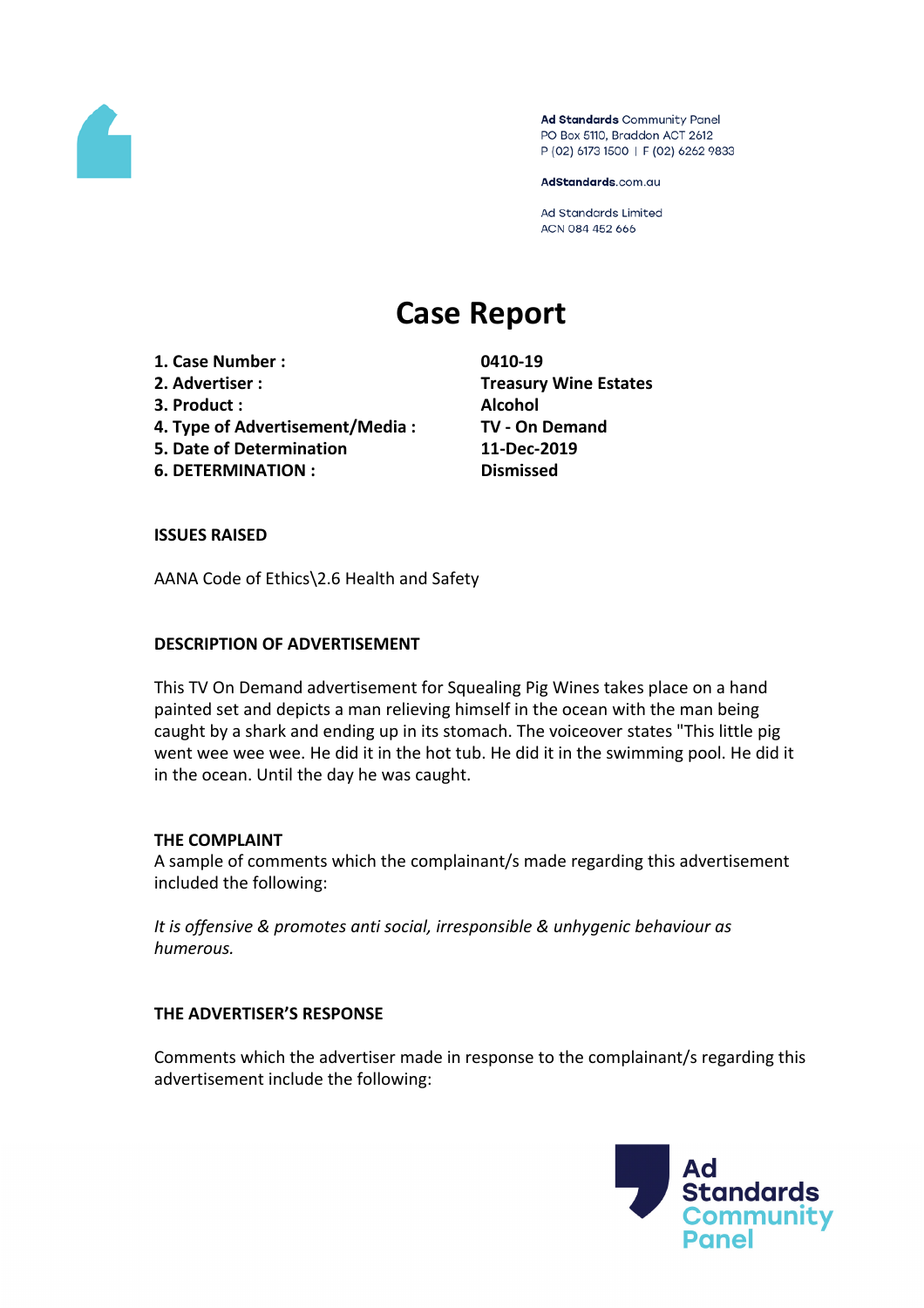Ad Standards Community Panel
PO Box 5110, Braddon ACT 2612
P (02) 6173 1500 | F (02) 6262 9833

AdStandards.com.au

Ad Standards Limited
ACN 084 452 666

# Case Report

| | |
|---|---|
| **1. Case Number :** | **0410-19** |
| **2. Advertiser :** | **Treasury Wine Estates** |
| **3. Product :** | **Alcohol** |
| **4. Type of Advertisement/Media :** | **TV - On Demand** |
| **5. Date of Determination** | **11-Dec-2019** |
| **6. DETERMINATION :** | **Dismissed** |

**ISSUES RAISED**

AANA Code of Ethics\2.6 Health and Safety

**DESCRIPTION OF ADVERTISEMENT**

This TV On Demand advertisement for Squealing Pig Wines takes place on a hand painted set and depicts a man relieving himself in the ocean with the man being caught by a shark and ending up in its stomach. The voiceover states "This little pig went wee wee wee. He did it in the hot tub. He did it in the swimming pool. He did it in the ocean. Until the day he was caught.

**THE COMPLAINT**

A sample of comments which the complainant/s made regarding this advertisement included the following:

*It is offensive & promotes anti social, irresponsible & unhygenic behaviour as humerous.*

**THE ADVERTISER'S RESPONSE**

Comments which the advertiser made in response to the complainant/s regarding this advertisement include the following: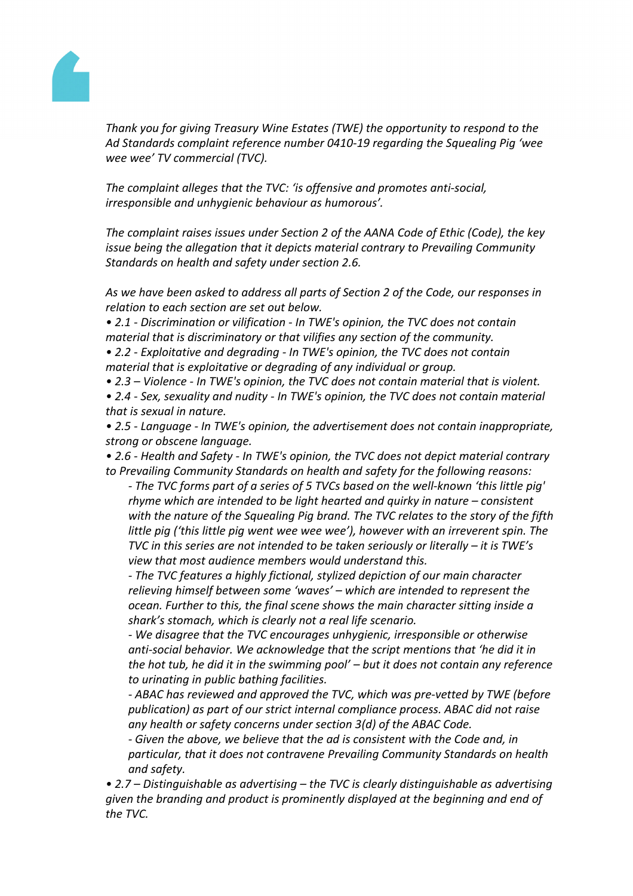*Thank you for giving Treasury Wine Estates (TWE) the opportunity to respond to the Ad Standards complaint reference number 0410-19 regarding the Squealing Pig 'wee wee wee' TV commercial (TVC).*

*The complaint alleges that the TVC: 'is offensive and promotes anti-social, irresponsible and unhygienic behaviour as humorous'.*

*The complaint raises issues under Section 2 of the AANA Code of Ethic (Code), the key issue being the allegation that it depicts material contrary to Prevailing Community Standards on health and safety under section 2.6.*

*As we have been asked to address all parts of Section 2 of the Code, our responses in relation to each section are set out below.*

- *2.1 - Discrimination or vilification - In TWE's opinion, the TVC does not contain material that is discriminatory or that vilifies any section of the community.*
- *2.2 - Exploitative and degrading - In TWE's opinion, the TVC does not contain material that is exploitative or degrading of any individual or group.*
- *2.3 – Violence - In TWE's opinion, the TVC does not contain material that is violent.*
- *2.4 - Sex, sexuality and nudity - In TWE's opinion, the TVC does not contain material that is sexual in nature.*
- *2.5 - Language - In TWE's opinion, the advertisement does not contain inappropriate, strong or obscene language.*
- *2.6 - Health and Safety - In TWE's opinion, the TVC does not depict material contrary to Prevailing Community Standards on health and safety for the following reasons:*
    - *The TVC forms part of a series of 5 TVCs based on the well-known 'this little pig' rhyme which are intended to be light hearted and quirky in nature – consistent with the nature of the Squealing Pig brand. The TVC relates to the story of the fifth little pig ('this little pig went wee wee wee'), however with an irreverent spin. The TVC in this series are not intended to be taken seriously or literally – it is TWE's view that most audience members would understand this.*
    - *The TVC features a highly fictional, stylized depiction of our main character relieving himself between some 'waves' – which are intended to represent the ocean. Further to this, the final scene shows the main character sitting inside a shark's stomach, which is clearly not a real life scenario.*
    - *We disagree that the TVC encourages unhygienic, irresponsible or otherwise anti-social behavior. We acknowledge that the script mentions that 'he did it in the hot tub, he did it in the swimming pool' – but it does not contain any reference to urinating in public bathing facilities.*
    - *ABAC has reviewed and approved the TVC, which was pre-vetted by TWE (before publication) as part of our strict internal compliance process. ABAC did not raise any health or safety concerns under section 3(d) of the ABAC Code.*
    - *Given the above, we believe that the ad is consistent with the Code and, in particular, that it does not contravene Prevailing Community Standards on health and safety.*
- *2.7 – Distinguishable as advertising – the TVC is clearly distinguishable as advertising given the branding and product is prominently displayed at the beginning and end of the TVC.*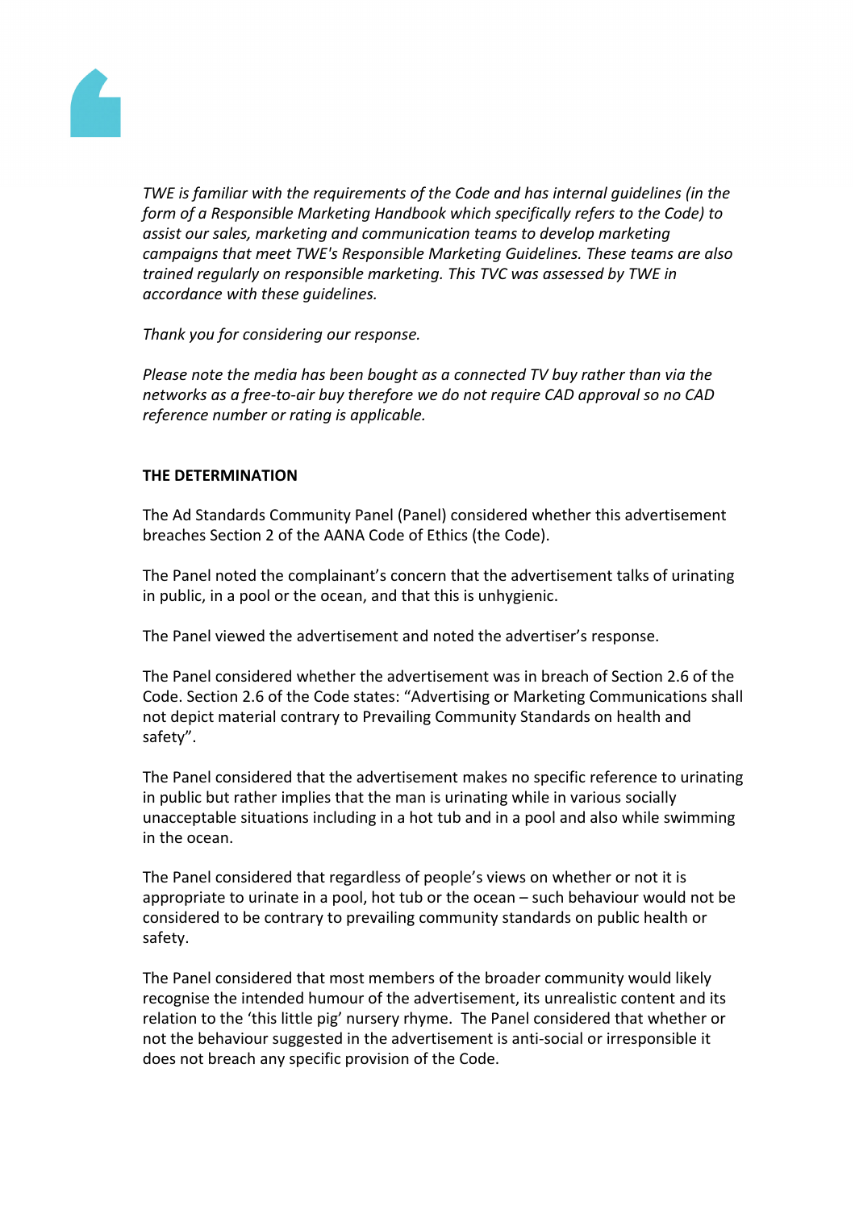*TWE is familiar with the requirements of the Code and has internal guidelines (in the form of a Responsible Marketing Handbook which specifically refers to the Code) to assist our sales, marketing and communication teams to develop marketing campaigns that meet TWE's Responsible Marketing Guidelines. These teams are also trained regularly on responsible marketing. This TVC was assessed by TWE in accordance with these guidelines.*

*Thank you for considering our response.*

*Please note the media has been bought as a connected TV buy rather than via the networks as a free-to-air buy therefore we do not require CAD approval so no CAD reference number or rating is applicable.*

**THE DETERMINATION**

The Ad Standards Community Panel (Panel) considered whether this advertisement breaches Section 2 of the AANA Code of Ethics (the Code).

The Panel noted the complainant's concern that the advertisement talks of urinating in public, in a pool or the ocean, and that this is unhygienic.

The Panel viewed the advertisement and noted the advertiser's response.

The Panel considered whether the advertisement was in breach of Section 2.6 of the Code. Section 2.6 of the Code states: "Advertising or Marketing Communications shall not depict material contrary to Prevailing Community Standards on health and safety".

The Panel considered that the advertisement makes no specific reference to urinating in public but rather implies that the man is urinating while in various socially unacceptable situations including in a hot tub and in a pool and also while swimming in the ocean.

The Panel considered that regardless of people's views on whether or not it is appropriate to urinate in a pool, hot tub or the ocean – such behaviour would not be considered to be contrary to prevailing community standards on public health or safety.

The Panel considered that most members of the broader community would likely recognise the intended humour of the advertisement, its unrealistic content and its relation to the 'this little pig' nursery rhyme. The Panel considered that whether or not the behaviour suggested in the advertisement is anti-social or irresponsible it does not breach any specific provision of the Code.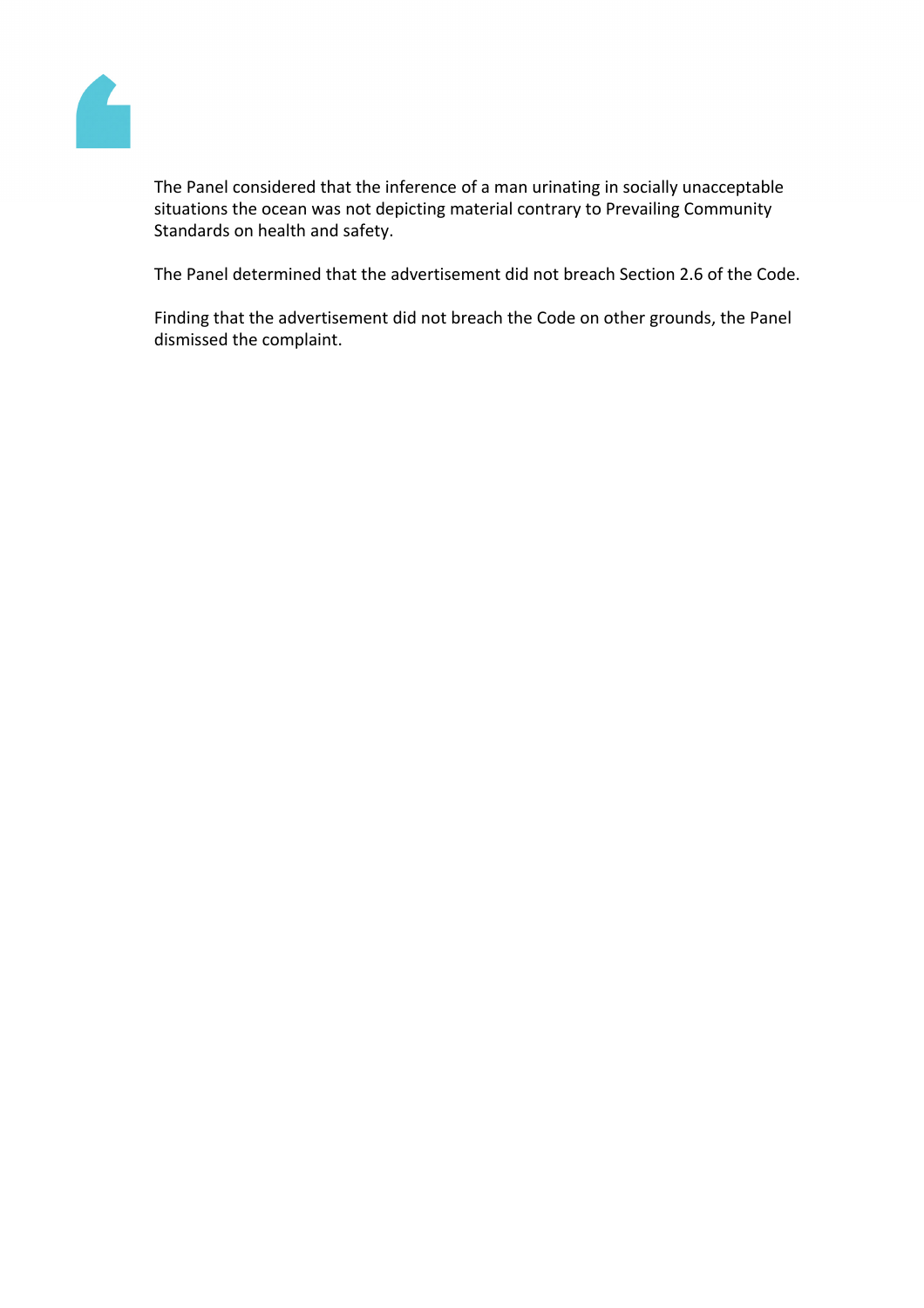The Panel considered that the inference of a man urinating in socially unacceptable situations the ocean was not depicting material contrary to Prevailing Community Standards on health and safety.

The Panel determined that the advertisement did not breach Section 2.6 of the Code.

Finding that the advertisement did not breach the Code on other grounds, the Panel dismissed the complaint.